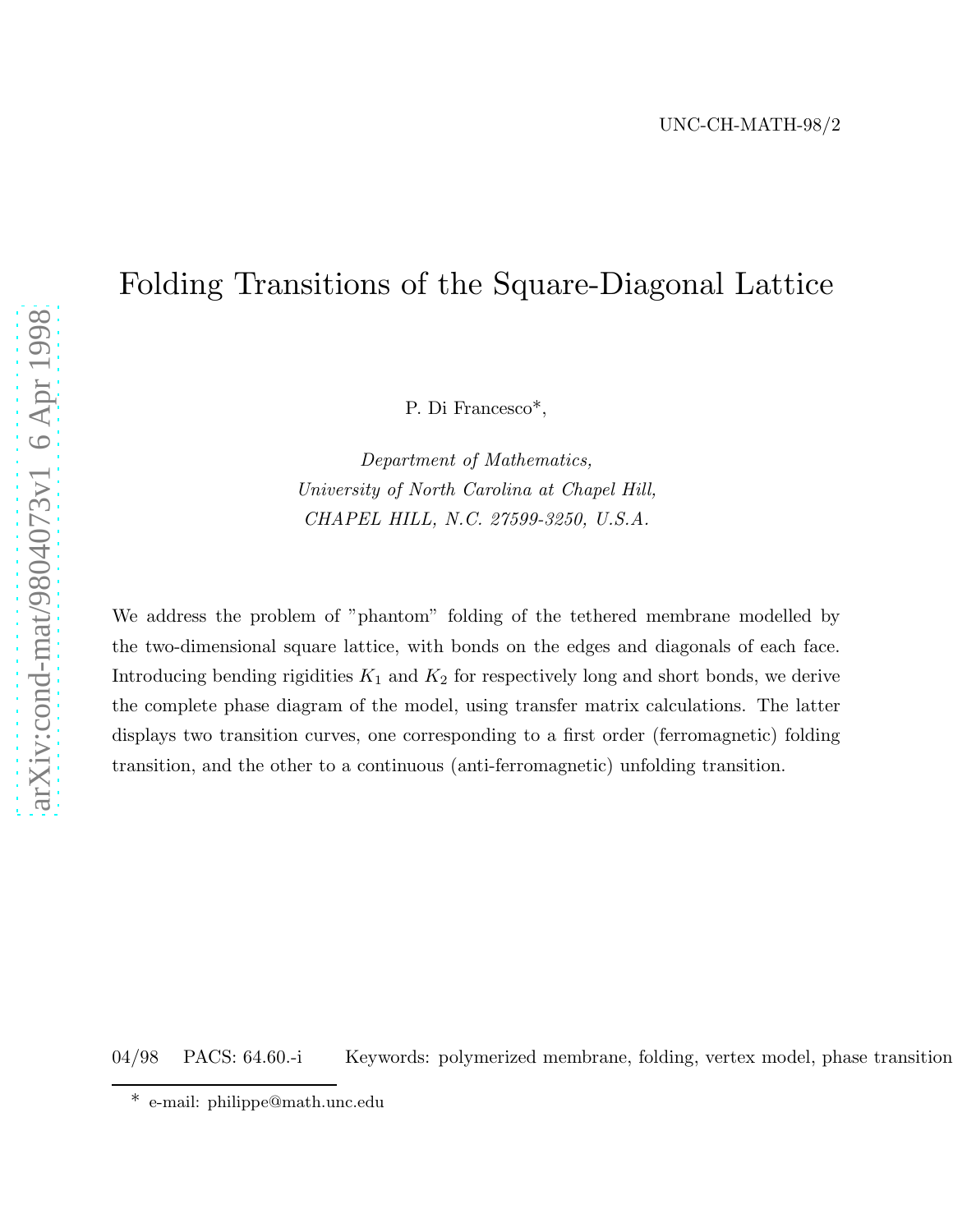UNC-CH-MATH-98/2

# Folding Transitions of the Square-Diagonal Lattice

P. Di Francesco*,

*Department of Mathematics,*
*University of North Carolina at Chapel Hill,*
*CHAPEL HILL, N.C. 27599-3250, U.S.A.*

We address the problem of "phantom" folding of the tethered membrane modelled by the two-dimensional square lattice, with bonds on the edges and diagonals of each face. Introducing bending rigidities $K_1$ and $K_2$ for respectively long and short bonds, we derive the complete phase diagram of the model, using transfer matrix calculations. The latter displays two transition curves, one corresponding to a first order (ferromagnetic) folding transition, and the other to a continuous (anti-ferromagnetic) unfolding transition.

04/98 PACS: 64.60.-i Keywords: polymerized membrane, folding, vertex model, phase transition

* e-mail: philippe@math.unc.edu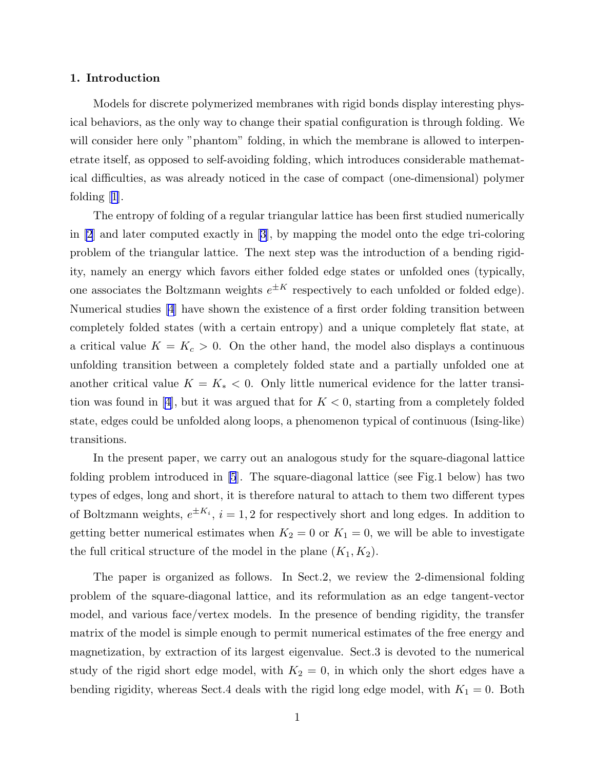## 1. Introduction

Models for discrete polymerized membranes with rigid bonds display interesting physical behaviors, as the only way to change their spatial configuration is through folding. We will consider here only "phantom" folding, in which the membrane is allowed to interpenetrate itself, as opposed to self-avoiding folding, which introduces considerable mathematical difficulties, as was already noticed in the case of compact (one-dimensional) polymer folding [1].

The entropy of folding of a regular triangular lattice has been first studied numerically in [2] and later computed exactly in [3], by mapping the model onto the edge tri-coloring problem of the triangular lattice. The next step was the introduction of a bending rigidity, namely an energy which favors either folded edge states or unfolded ones (typically, one associates the Boltzmann weights $e^{\pm K}$ respectively to each unfolded or folded edge). Numerical studies [4] have shown the existence of a first order folding transition between completely folded states (with a certain entropy) and a unique completely flat state, at a critical value $K = K_c > 0$. On the other hand, the model also displays a continuous unfolding transition between a completely folded state and a partially unfolded one at another critical value $K = K_* < 0$. Only little numerical evidence for the latter transition was found in [4], but it was argued that for $K < 0$, starting from a completely folded state, edges could be unfolded along loops, a phenomenon typical of continuous (Ising-like) transitions.

In the present paper, we carry out an analogous study for the square-diagonal lattice folding problem introduced in [5]. The square-diagonal lattice (see Fig.1 below) has two types of edges, long and short, it is therefore natural to attach to them two different types of Boltzmann weights, $e^{\pm K_i}$, $i = 1, 2$ for respectively short and long edges. In addition to getting better numerical estimates when $K_2 = 0$ or $K_1 = 0$, we will be able to investigate the full critical structure of the model in the plane $(K_1, K_2)$.

The paper is organized as follows. In Sect.2, we review the 2-dimensional folding problem of the square-diagonal lattice, and its reformulation as an edge tangent-vector model, and various face/vertex models. In the presence of bending rigidity, the transfer matrix of the model is simple enough to permit numerical estimates of the free energy and magnetization, by extraction of its largest eigenvalue. Sect.3 is devoted to the numerical study of the rigid short edge model, with $K_2 = 0$, in which only the short edges have a bending rigidity, whereas Sect.4 deals with the rigid long edge model, with $K_1 = 0$. Both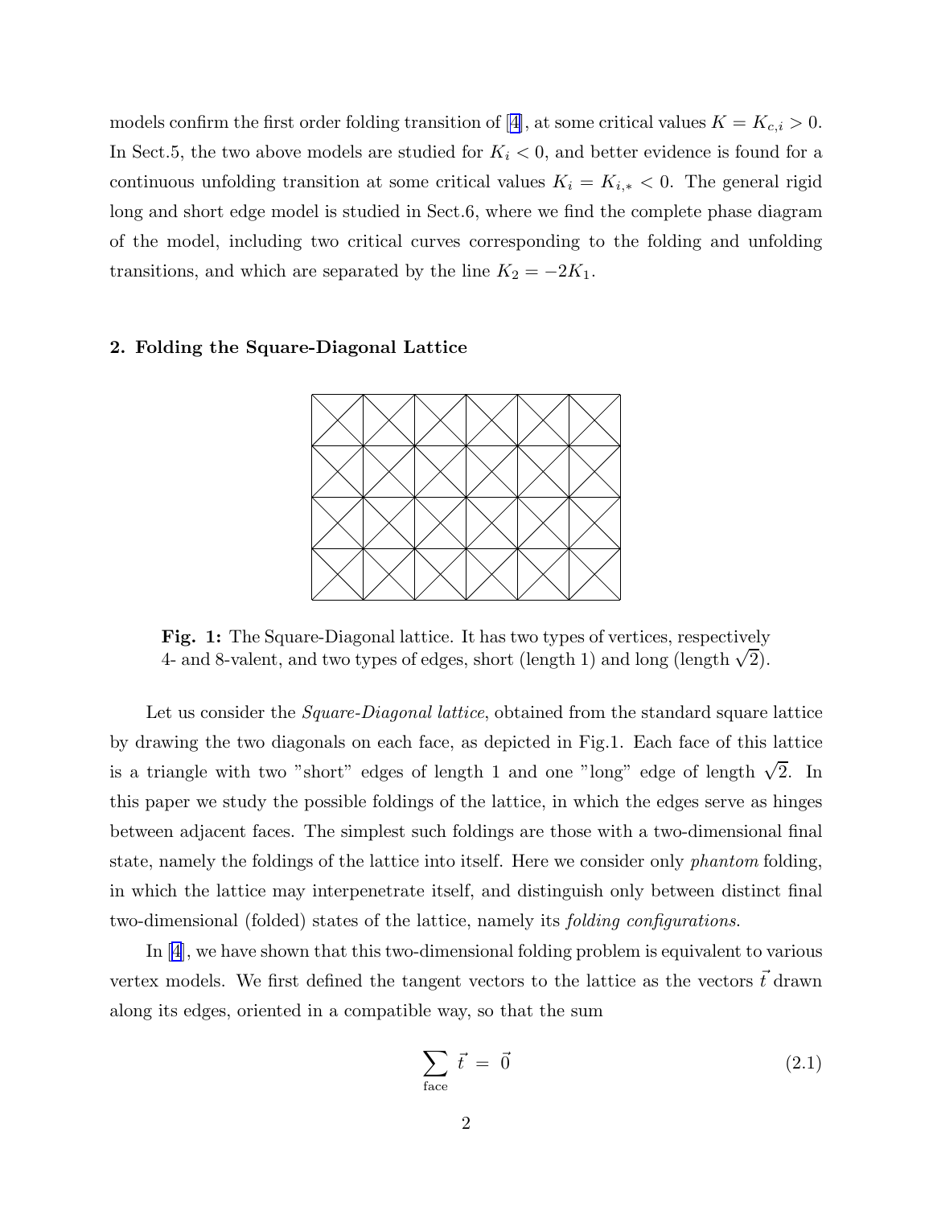models confirm the first order folding transition of [4], at some critical values $K = K_{c,i} > 0$. In Sect.5, the two above models are studied for $K_i < 0$, and better evidence is found for a continuous unfolding transition at some critical values $K_i = K_{i,*} < 0$. The general rigid long and short edge model is studied in Sect.6, where we find the complete phase diagram of the model, including two critical curves corresponding to the folding and unfolding transitions, and which are separated by the line $K_2 = -2K_1$.

## 2. Folding the Square-Diagonal Lattice

**Fig. 1:** The Square-Diagonal lattice. It has two types of vertices, respectively 4- and 8-valent, and two types of edges, short (length 1) and long (length $\sqrt{2}$).

Let us consider the *Square-Diagonal lattice*, obtained from the standard square lattice by drawing the two diagonals on each face, as depicted in Fig.1. Each face of this lattice is a triangle with two "short" edges of length 1 and one "long" edge of length $\sqrt{2}$. In this paper we study the possible foldings of the lattice, in which the edges serve as hinges between adjacent faces. The simplest such foldings are those with a two-dimensional final state, namely the foldings of the lattice into itself. Here we consider only *phantom* folding, in which the lattice may interpenetrate itself, and distinguish only between distinct final two-dimensional (folded) states of the lattice, namely its *folding configurations*.

In [4], we have shown that this two-dimensional folding problem is equivalent to various vertex models. We first defined the tangent vectors to the lattice as the vectors $\vec{t}$ drawn along its edges, oriented in a compatible way, so that the sum

$$\sum_{\text{face}} \vec{t} = \vec{0} \tag{2.1}$$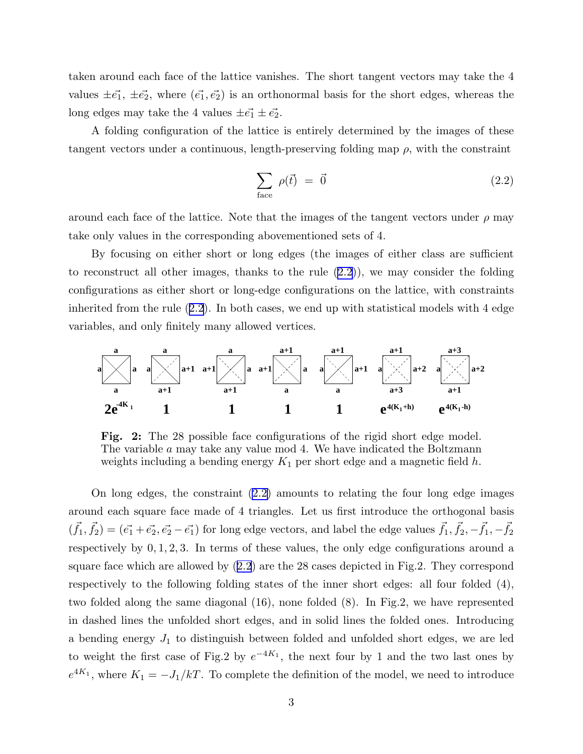taken around each face of the lattice vanishes. The short tangent vectors may take the 4 values $\pm\vec{e_1}$, $\pm\vec{e_2}$, where $(\vec{e_1}, \vec{e_2})$ is an orthonormal basis for the short edges, whereas the long edges may take the 4 values $\pm\vec{e_1} \pm \vec{e_2}$.

A folding configuration of the lattice is entirely determined by the images of these tangent vectors under a continuous, length-preserving folding map $\rho$, with the constraint

$$\sum_{\text{face}} \rho(\vec{t}) \ = \ \vec{0} \tag{2.2}$$

around each face of the lattice. Note that the images of the tangent vectors under $\rho$ may take only values in the corresponding abovementioned sets of 4.

By focusing on either short or long edges (the images of either class are sufficient to reconstruct all other images, thanks to the rule (2.2)), we may consider the folding configurations as either short or long-edge configurations on the lattice, with constraints inherited from the rule (2.2). In both cases, we end up with statistical models with 4 edge variables, and only finitely many allowed vertices.

**Fig. 2:** The 28 possible face configurations of the rigid short edge model. The variable $a$ may take any value mod 4. We have indicated the Boltzmann weights including a bending energy $K_1$ per short edge and a magnetic field $h$.

On long edges, the constraint (2.2) amounts to relating the four long edge images around each square face made of 4 triangles. Let us first introduce the orthogonal basis $(\vec{f_1}, \vec{f_2}) = (\vec{e_1} + \vec{e_2}, \vec{e_2} - \vec{e_1})$ for long edge vectors, and label the edge values $\vec{f_1}, \vec{f_2}, -\vec{f_1}, -\vec{f_2}$ respectively by $0, 1, 2, 3$. In terms of these values, the only edge configurations around a square face which are allowed by (2.2) are the 28 cases depicted in Fig.2. They correspond respectively to the following folding states of the inner short edges: all four folded (4), two folded along the same diagonal (16), none folded (8). In Fig.2, we have represented in dashed lines the unfolded short edges, and in solid lines the folded ones. Introducing a bending energy $J_1$ to distinguish between folded and unfolded short edges, we are led to weight the first case of Fig.2 by $e^{-4K_1}$, the next four by 1 and the two last ones by $e^{4K_1}$, where $K_1 = -J_1/kT$. To complete the definition of the model, we need to introduce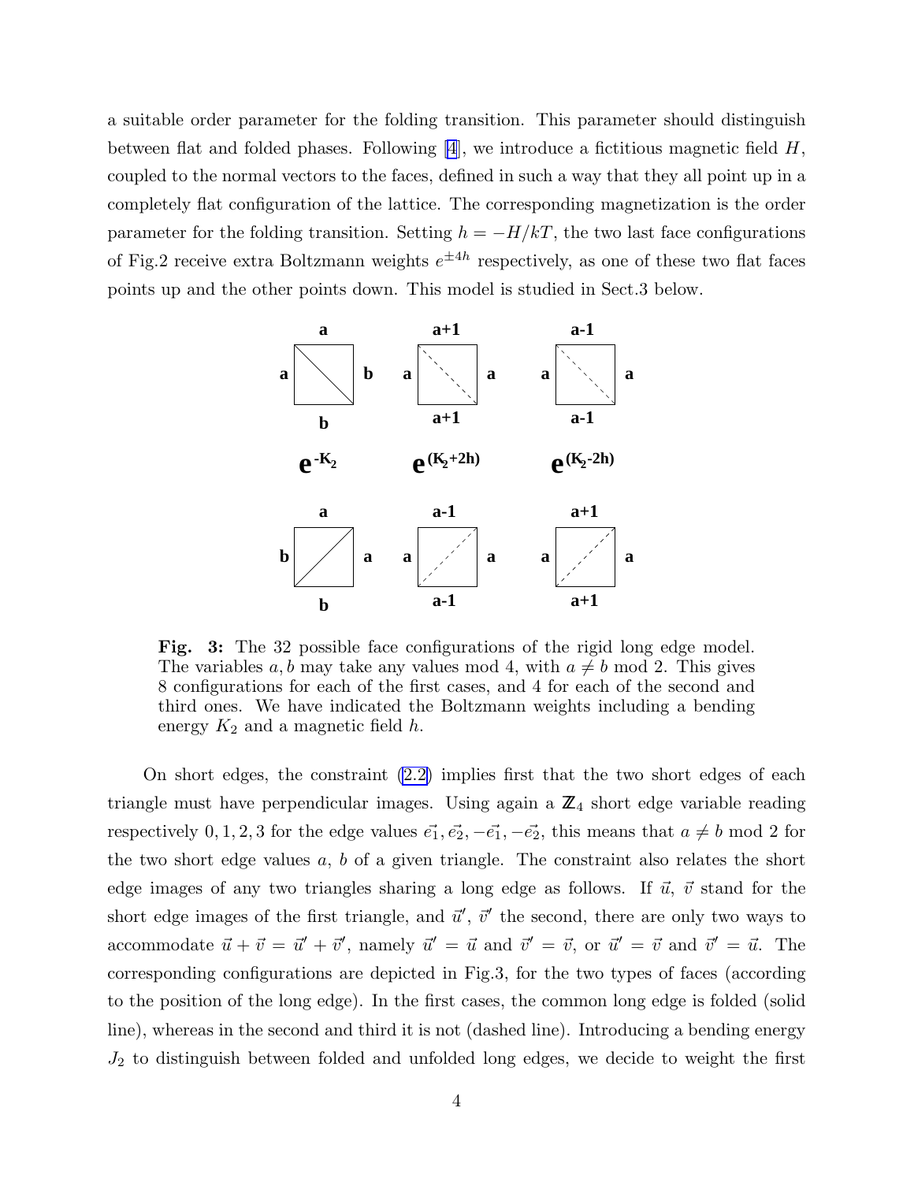a suitable order parameter for the folding transition. This parameter should distinguish between flat and folded phases. Following [4], we introduce a fictitious magnetic field $H$, coupled to the normal vectors to the faces, defined in such a way that they all point up in a completely flat configuration of the lattice. The corresponding magnetization is the order parameter for the folding transition. Setting $h = -H/kT$, the two last face configurations of Fig.2 receive extra Boltzmann weights $e^{\pm 4h}$ respectively, as one of these two flat faces points up and the other points down. This model is studied in Sect.3 below.

**Fig. 3:** The 32 possible face configurations of the rigid long edge model. The variables $a, b$ may take any values mod 4, with $a \neq b$ mod 2. This gives 8 configurations for each of the first cases, and 4 for each of the second and third ones. We have indicated the Boltzmann weights including a bending energy $K_2$ and a magnetic field $h$.

On short edges, the constraint (2.2) implies first that the two short edges of each triangle must have perpendicular images. Using again a $\mathbb{Z}_4$ short edge variable reading respectively $0, 1, 2, 3$ for the edge values $\vec{e_1}, \vec{e_2}, -\vec{e_1}, -\vec{e_2}$, this means that $a \neq b$ mod 2 for the two short edge values $a$, $b$ of a given triangle. The constraint also relates the short edge images of any two triangles sharing a long edge as follows. If $\vec{u}$, $\vec{v}$ stand for the short edge images of the first triangle, and $\vec{u}'$, $\vec{v}'$ the second, there are only two ways to accommodate $\vec{u} + \vec{v} = \vec{u}' + \vec{v}'$, namely $\vec{u}' = \vec{u}$ and $\vec{v}' = \vec{v}$, or $\vec{u}' = \vec{v}$ and $\vec{v}' = \vec{u}$. The corresponding configurations are depicted in Fig.3, for the two types of faces (according to the position of the long edge). In the first cases, the common long edge is folded (solid line), whereas in the second and third it is not (dashed line). Introducing a bending energy $J_2$ to distinguish between folded and unfolded long edges, we decide to weight the first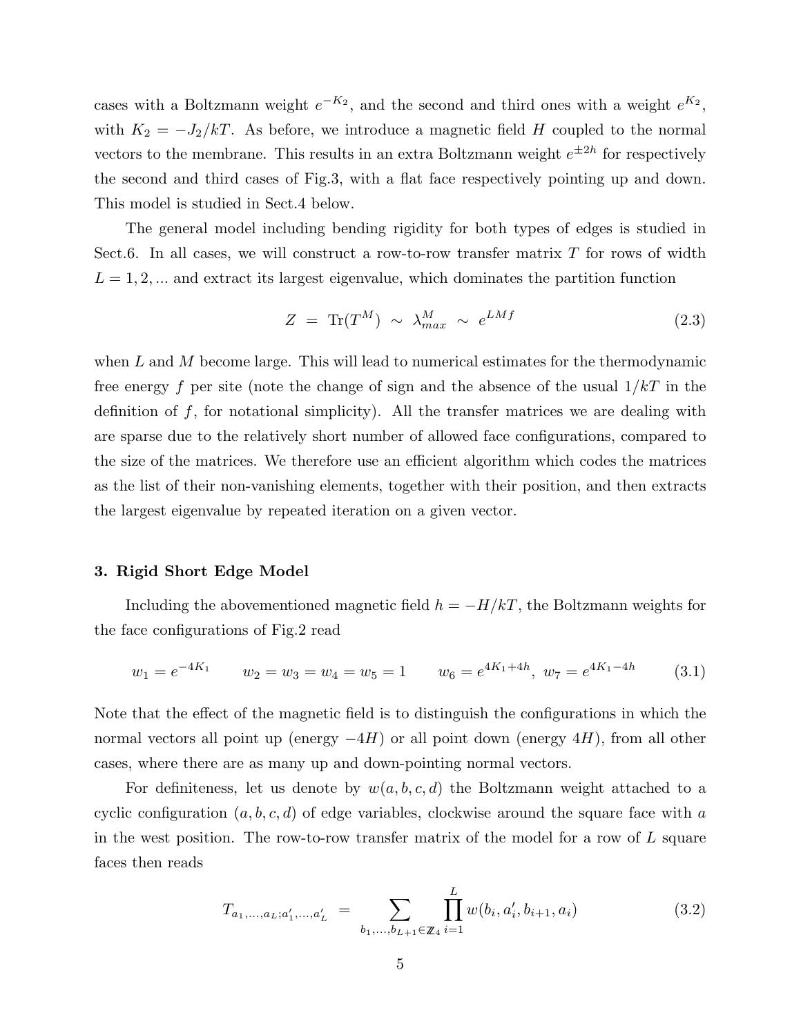cases with a Boltzmann weight $e^{-K_2}$, and the second and third ones with a weight $e^{K_2}$, with $K_2 = -J_2/kT$. As before, we introduce a magnetic field $H$ coupled to the normal vectors to the membrane. This results in an extra Boltzmann weight $e^{\pm 2h}$ for respectively the second and third cases of Fig.3, with a flat face respectively pointing up and down. This model is studied in Sect.4 below.

The general model including bending rigidity for both types of edges is studied in Sect.6. In all cases, we will construct a row-to-row transfer matrix $T$ for rows of width $L = 1, 2, ...$ and extract its largest eigenvalue, which dominates the partition function

$$Z \ = \ \mathrm{Tr}(T^M) \ \sim \ \lambda_{max}^M \ \sim \ e^{LMf} \tag{2.3}$$

when $L$ and $M$ become large. This will lead to numerical estimates for the thermodynamic free energy $f$ per site (note the change of sign and the absence of the usual $1/kT$ in the definition of $f$, for notational simplicity). All the transfer matrices we are dealing with are sparse due to the relatively short number of allowed face configurations, compared to the size of the matrices. We therefore use an efficient algorithm which codes the matrices as the list of their non-vanishing elements, together with their position, and then extracts the largest eigenvalue by repeated iteration on a given vector.

### 3. Rigid Short Edge Model

Including the abovementioned magnetic field $h = -H/kT$, the Boltzmann weights for the face configurations of Fig.2 read

$$w_1 = e^{-4K_1} \qquad w_2 = w_3 = w_4 = w_5 = 1 \qquad w_6 = e^{4K_1+4h}, \ w_7 = e^{4K_1-4h} \tag{3.1}$$

Note that the effect of the magnetic field is to distinguish the configurations in which the normal vectors all point up (energy $-4H$) or all point down (energy $4H$), from all other cases, where there are as many up and down-pointing normal vectors.

For definiteness, let us denote by $w(a, b, c, d)$ the Boltzmann weight attached to a cyclic configuration $(a, b, c, d)$ of edge variables, clockwise around the square face with $a$ in the west position. The row-to-row transfer matrix of the model for a row of $L$ square faces then reads

$$T_{a_1,...,a_L;a'_1,...,a'_L} \ = \sum_{b_1,...,b_{L+1} \in \mathbb{Z}_4} \prod_{i=1}^{L} w(b_i, a'_i, b_{i+1}, a_i) \tag{3.2}$$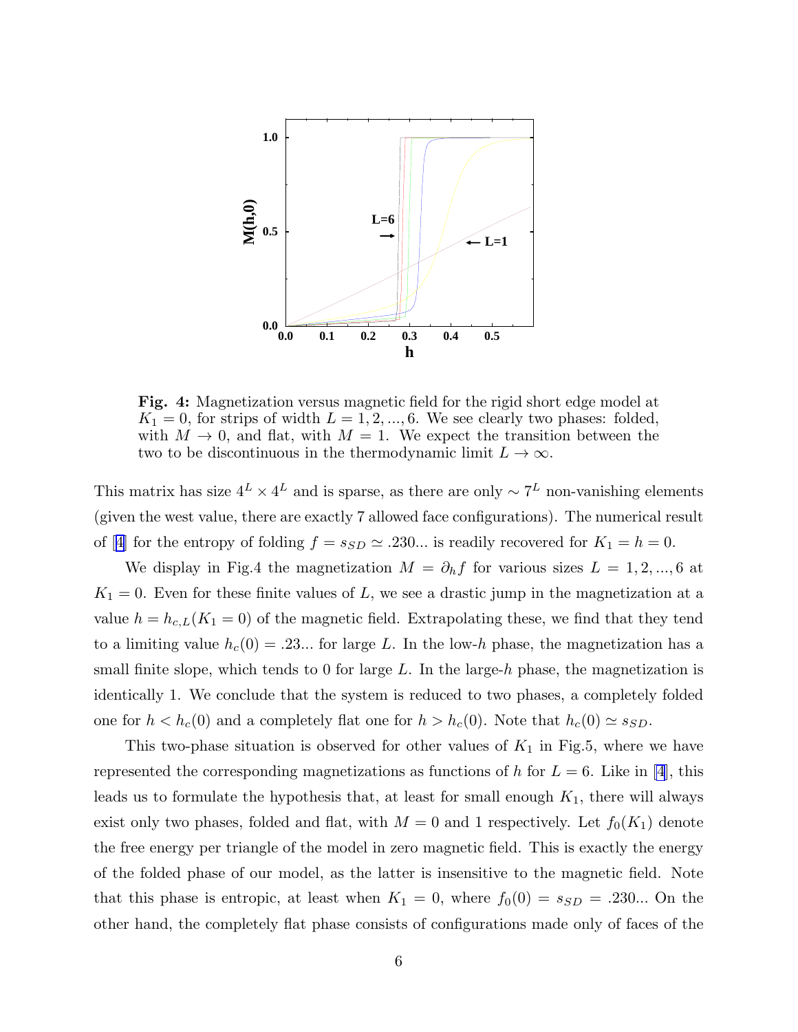**Fig. 4:** Magnetization versus magnetic field for the rigid short edge model at $K_1 = 0$, for strips of width $L = 1, 2, ..., 6$. We see clearly two phases: folded, with $M \to 0$, and flat, with $M = 1$. We expect the transition between the two to be discontinuous in the thermodynamic limit $L \to \infty$.

This matrix has size $4^L \times 4^L$ and is sparse, as there are only $\sim 7^L$ non-vanishing elements (given the west value, there are exactly 7 allowed face configurations). The numerical result of [4] for the entropy of folding $f = s_{SD} \simeq .230...$ is readily recovered for $K_1 = h = 0$.

We display in Fig.4 the magnetization $M = \partial_h f$ for various sizes $L = 1, 2, ..., 6$ at $K_1 = 0$. Even for these finite values of $L$, we see a drastic jump in the magnetization at a value $h = h_{c,L}(K_1 = 0)$ of the magnetic field. Extrapolating these, we find that they tend to a limiting value $h_c(0) = .23...$ for large $L$. In the low-$h$ phase, the magnetization has a small finite slope, which tends to 0 for large $L$. In the large-$h$ phase, the magnetization is identically 1. We conclude that the system is reduced to two phases, a completely folded one for $h < h_c(0)$ and a completely flat one for $h > h_c(0)$. Note that $h_c(0) \simeq s_{SD}$.

This two-phase situation is observed for other values of $K_1$ in Fig.5, where we have represented the corresponding magnetizations as functions of $h$ for $L = 6$. Like in [4], this leads us to formulate the hypothesis that, at least for small enough $K_1$, there will always exist only two phases, folded and flat, with $M = 0$ and 1 respectively. Let $f_0(K_1)$ denote the free energy per triangle of the model in zero magnetic field. This is exactly the energy of the folded phase of our model, as the latter is insensitive to the magnetic field. Note that this phase is entropic, at least when $K_1 = 0$, where $f_0(0) = s_{SD} = .230...$ On the other hand, the completely flat phase consists of configurations made only of faces of the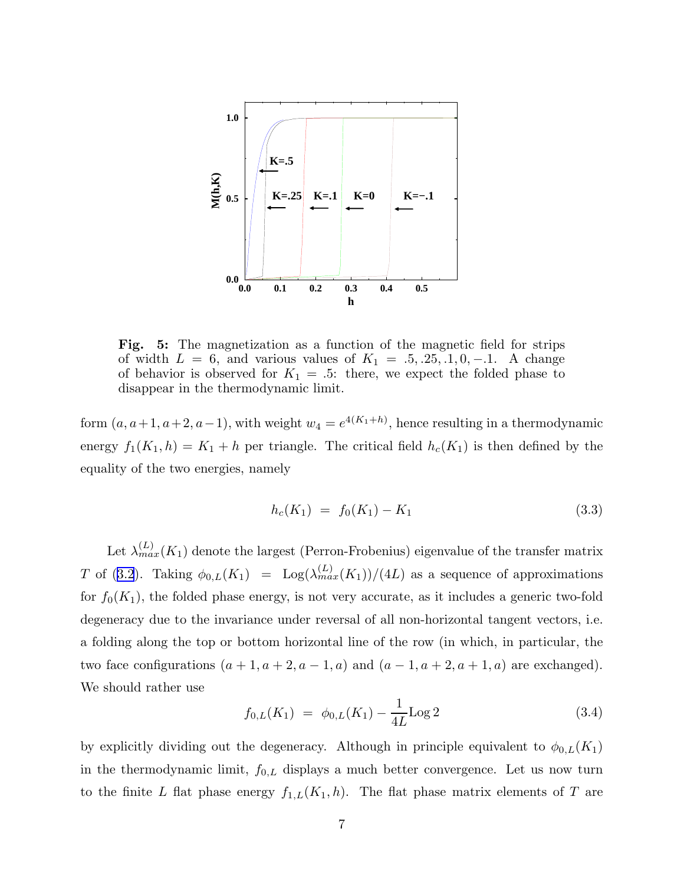**Fig. 5:** The magnetization as a function of the magnetic field for strips of width $L = 6$, and various values of $K_1 = .5, .25, .1, 0, -.1$. A change of behavior is observed for $K_1 = .5$: there, we expect the folded phase to disappear in the thermodynamic limit.

form $(a, a+1, a+2, a-1)$, with weight $w_4 = e^{4(K_1+h)}$, hence resulting in a thermodynamic energy $f_1(K_1, h) = K_1 + h$ per triangle. The critical field $h_c(K_1)$ is then defined by the equality of the two energies, namely

$$h_c(K_1) \ = \ f_0(K_1) - K_1 \tag{3.3}$$

Let $\lambda_{max}^{(L)}(K_1)$ denote the largest (Perron-Frobenius) eigenvalue of the transfer matrix $T$ of (3.2). Taking $\phi_{0,L}(K_1) \ = \ \mathrm{Log}(\lambda_{max}^{(L)}(K_1))/(4L)$ as a sequence of approximations for $f_0(K_1)$, the folded phase energy, is not very accurate, as it includes a generic two-fold degeneracy due to the invariance under reversal of all non-horizontal tangent vectors, i.e. a folding along the top or bottom horizontal line of the row (in which, in particular, the two face configurations $(a+1, a+2, a-1, a)$ and $(a-1, a+2, a+1, a)$ are exchanged). We should rather use

$$f_{0,L}(K_1) \ = \ \phi_{0,L}(K_1) - \frac{1}{4L}\mathrm{Log}\, 2 \tag{3.4}$$

by explicitly dividing out the degeneracy. Although in principle equivalent to $\phi_{0,L}(K_1)$ in the thermodynamic limit, $f_{0,L}$ displays a much better convergence. Let us now turn to the finite $L$ flat phase energy $f_{1,L}(K_1, h)$. The flat phase matrix elements of $T$ are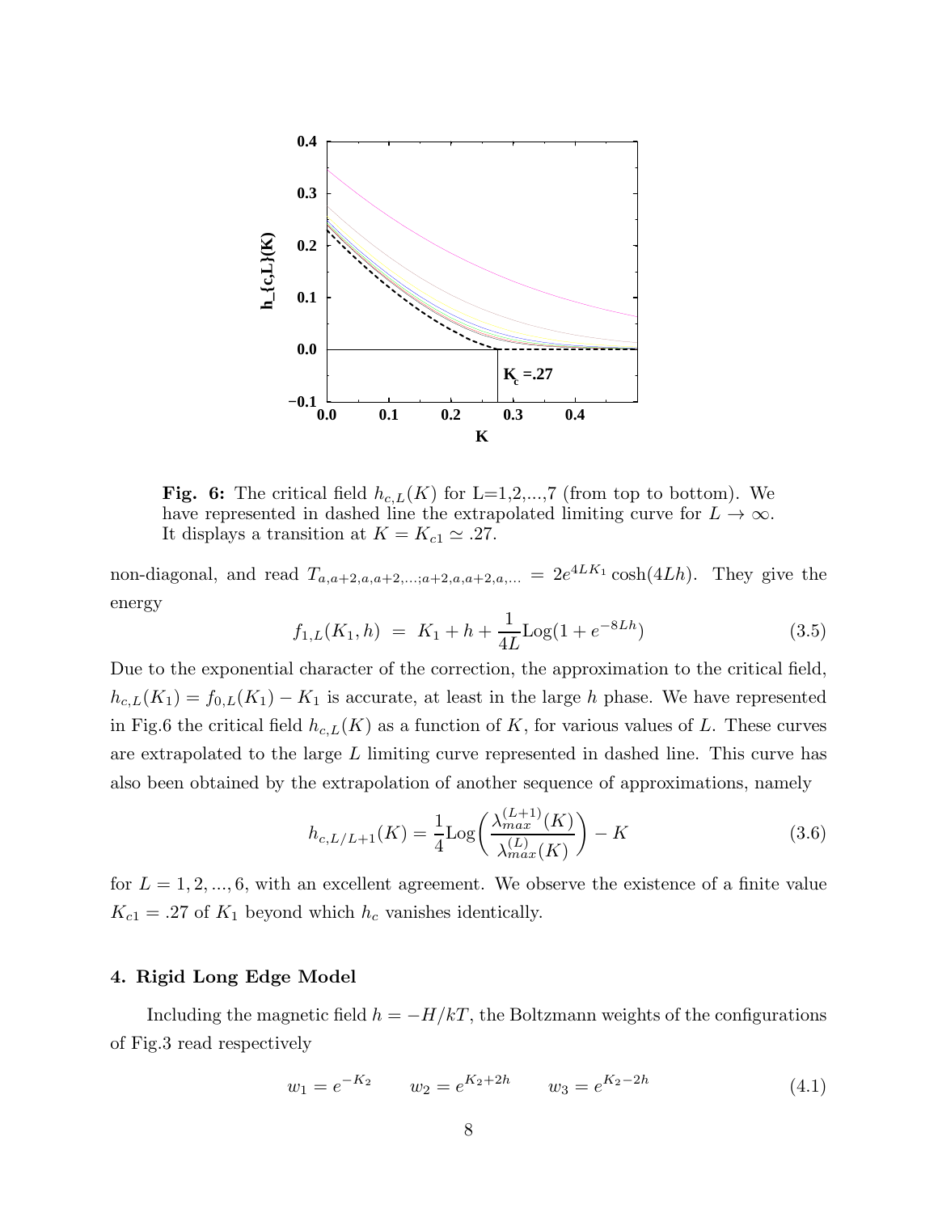**Fig. 6:** The critical field $h_{c,L}(K)$ for L=1,2,...,7 (from top to bottom). We have represented in dashed line the extrapolated limiting curve for $L \to \infty$. It displays a transition at $K = K_{c1} \simeq .27$.

non-diagonal, and read $T_{a,a+2,a,a+2,...;a+2,a,a+2,a,...} = 2e^{4LK_1}\cosh(4Lh)$. They give the energy

$$f_{1,L}(K_1,h) \ = \ K_1 + h + \frac{1}{4L}\text{Log}(1+e^{-8Lh}) \tag{3.5}$$

Due to the exponential character of the correction, the approximation to the critical field, $h_{c,L}(K_1) = f_{0,L}(K_1) - K_1$ is accurate, at least in the large $h$ phase. We have represented in Fig.6 the critical field $h_{c,L}(K)$ as a function of $K$, for various values of $L$. These curves are extrapolated to the large $L$ limiting curve represented in dashed line. This curve has also been obtained by the extrapolation of another sequence of approximations, namely

$$h_{c,L/L+1}(K) = \frac{1}{4}\text{Log}\bigg(\frac{\lambda_{max}^{(L+1)}(K)}{\lambda_{max}^{(L)}(K)}\bigg) - K \tag{3.6}$$

for $L = 1,2,...,6$, with an excellent agreement. We observe the existence of a finite value $K_{c1} = .27$ of $K_1$ beyond which $h_c$ vanishes identically.

## 4. Rigid Long Edge Model

Including the magnetic field $h = -H/kT$, the Boltzmann weights of the configurations of Fig.3 read respectively

$$w_1 = e^{-K_2} \qquad w_2 = e^{K_2+2h} \qquad w_3 = e^{K_2-2h} \tag{4.1}$$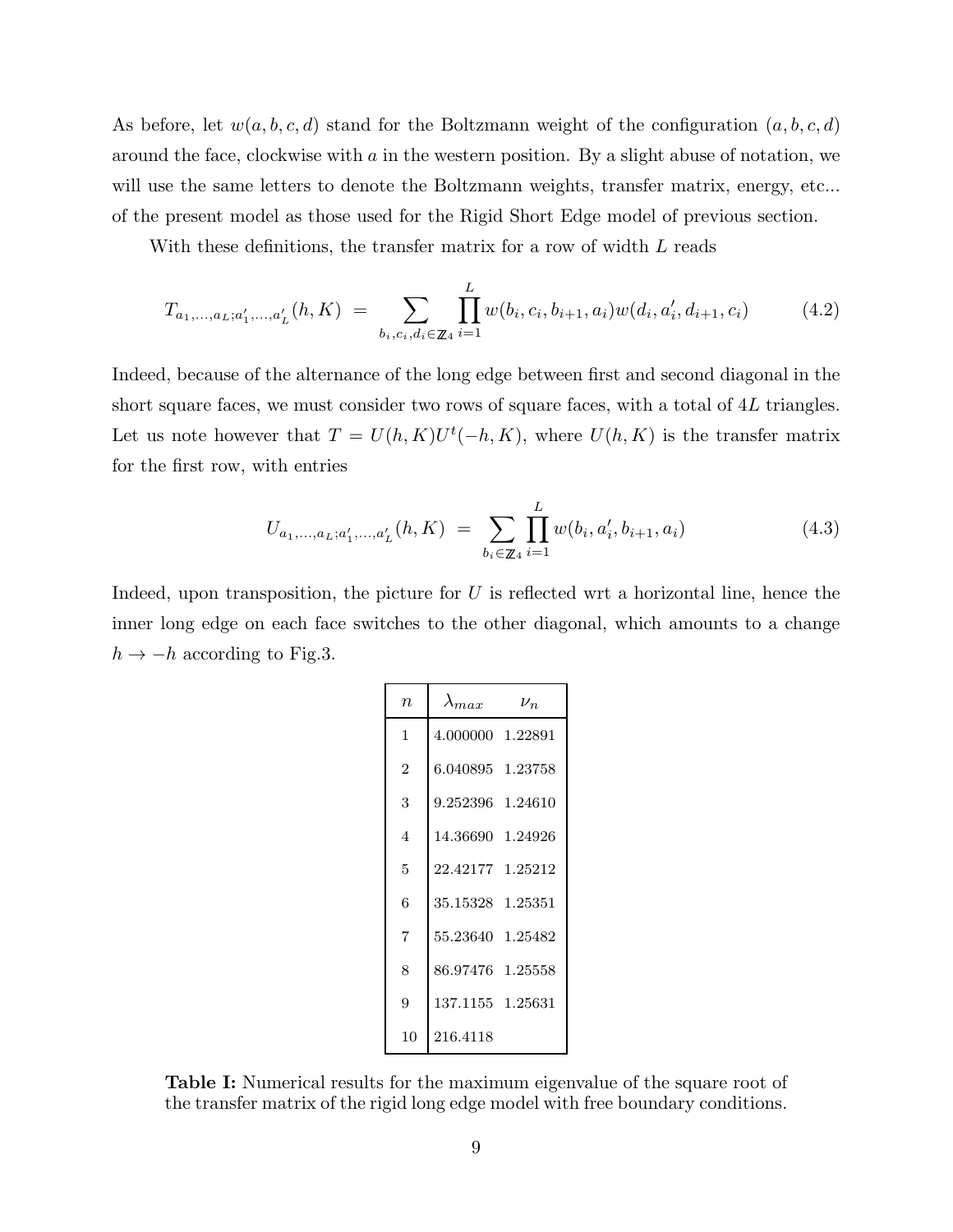As before, let $w(a,b,c,d)$ stand for the Boltzmann weight of the configuration $(a,b,c,d)$ around the face, clockwise with $a$ in the western position. By a slight abuse of notation, we will use the same letters to denote the Boltzmann weights, transfer matrix, energy, etc... of the present model as those used for the Rigid Short Edge model of previous section.

With these definitions, the transfer matrix for a row of width $L$ reads

$$T_{a_1,\ldots,a_L;a'_1,\ldots,a'_L}(h,K) \;=\; \sum_{b_i,c_i,d_i\in\mathbb{Z}_4} \prod_{i=1}^{L} w(b_i,c_i,b_{i+1},a_i)w(d_i,a'_i,d_{i+1},c_i) \tag{4.2}$$

Indeed, because of the alternance of the long edge between first and second diagonal in the short square faces, we must consider two rows of square faces, with a total of $4L$ triangles. Let us note however that $T = U(h,K)U^t(-h,K)$, where $U(h,K)$ is the transfer matrix for the first row, with entries

$$U_{a_1,\ldots,a_L;a'_1,\ldots,a'_L}(h,K) \;=\; \sum_{b_i\in\mathbb{Z}_4} \prod_{i=1}^{L} w(b_i,a'_i,b_{i+1},a_i) \tag{4.3}$$

Indeed, upon transposition, the picture for $U$ is reflected wrt a horizontal line, hence the inner long edge on each face switches to the other diagonal, which amounts to a change $h \to -h$ according to Fig.3.

| $n$ | $\lambda_{max}$ | $\nu_n$ |
|---|---|---|
| 1 | 4.000000 | 1.22891 |
| 2 | 6.040895 | 1.23758 |
| 3 | 9.252396 | 1.24610 |
| 4 | 14.36690 | 1.24926 |
| 5 | 22.42177 | 1.25212 |
| 6 | 35.15328 | 1.25351 |
| 7 | 55.23640 | 1.25482 |
| 8 | 86.97476 | 1.25558 |
| 9 | 137.1155 | 1.25631 |
| 10 | 216.4118 | |

**Table I:** Numerical results for the maximum eigenvalue of the square root of the transfer matrix of the rigid long edge model with free boundary conditions.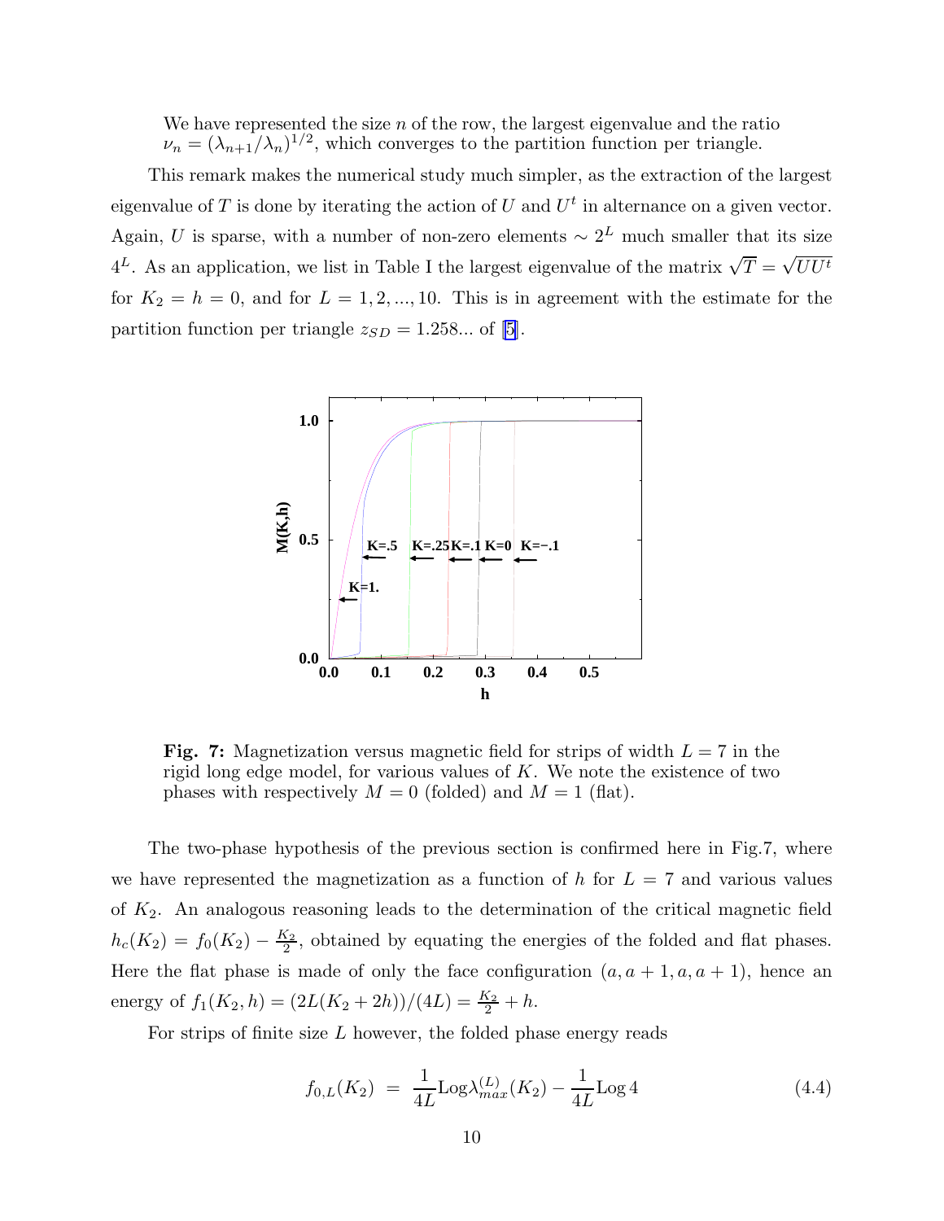We have represented the size $n$ of the row, the largest eigenvalue and the ratio $\nu_n = (\lambda_{n+1}/\lambda_n)^{1/2}$, which converges to the partition function per triangle.

This remark makes the numerical study much simpler, as the extraction of the largest eigenvalue of $T$ is done by iterating the action of $U$ and $U^t$ in alternance on a given vector. Again, $U$ is sparse, with a number of non-zero elements $\sim 2^L$ much smaller that its size $4^L$. As an application, we list in Table I the largest eigenvalue of the matrix $\sqrt{T} = \sqrt{UU^t}$ for $K_2 = h = 0$, and for $L = 1, 2, ..., 10$. This is in agreement with the estimate for the partition function per triangle $z_{SD} = 1.258...$ of [5].

**Fig. 7:** Magnetization versus magnetic field for strips of width $L = 7$ in the rigid long edge model, for various values of $K$. We note the existence of two phases with respectively $M = 0$ (folded) and $M = 1$ (flat).

The two-phase hypothesis of the previous section is confirmed here in Fig.7, where we have represented the magnetization as a function of $h$ for $L = 7$ and various values of $K_2$. An analogous reasoning leads to the determination of the critical magnetic field $h_c(K_2) = f_0(K_2) - \frac{K_2}{2}$, obtained by equating the energies of the folded and flat phases. Here the flat phase is made of only the face configuration $(a, a+1, a, a+1)$, hence an energy of $f_1(K_2, h) = (2L(K_2 + 2h))/(4L) = \frac{K_2}{2} + h$.

For strips of finite size $L$ however, the folded phase energy reads

$$f_{0,L}(K_2) \;=\; \frac{1}{4L}\text{Log}\lambda_{max}^{(L)}(K_2) - \frac{1}{4L}\text{Log}\,4 \tag{4.4}$$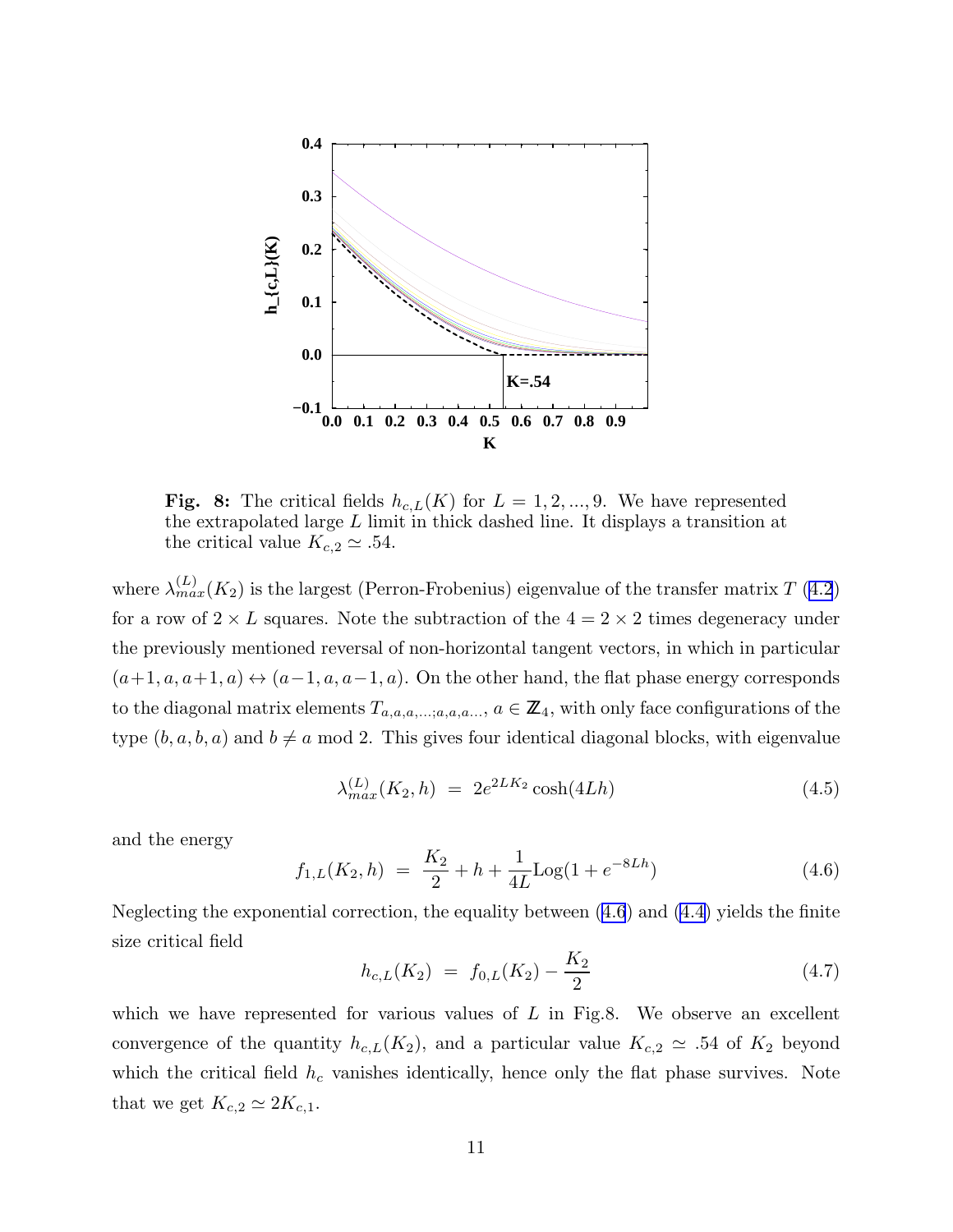**Fig. 8:** The critical fields $h_{c,L}(K)$ for $L = 1, 2, ..., 9$. We have represented the extrapolated large $L$ limit in thick dashed line. It displays a transition at the critical value $K_{c,2} \simeq .54$.

where $\lambda_{max}^{(L)}(K_2)$ is the largest (Perron-Frobenius) eigenvalue of the transfer matrix $T$ (4.2) for a row of $2 \times L$ squares. Note the subtraction of the $4 = 2 \times 2$ times degeneracy under the previously mentioned reversal of non-horizontal tangent vectors, in which in particular $(a+1, a, a+1, a) \leftrightarrow (a-1, a, a-1, a)$. On the other hand, the flat phase energy corresponds to the diagonal matrix elements $T_{a,a,a,...;a,a,a...}$, $a \in \mathbb{Z}_4$, with only face configurations of the type $(b, a, b, a)$ and $b \neq a$ mod 2. This gives four identical diagonal blocks, with eigenvalue

$$\lambda_{max}^{(L)}(K_2, h) \ = \ 2e^{2LK_2} \cosh(4Lh) \tag{4.5}$$

and the energy

$$f_{1,L}(K_2, h) \ = \ \frac{K_2}{2} + h + \frac{1}{4L} \text{Log}(1 + e^{-8Lh}) \tag{4.6}$$

Neglecting the exponential correction, the equality between (4.6) and (4.4) yields the finite size critical field

$$h_{c,L}(K_2) \ = \ f_{0,L}(K_2) - \frac{K_2}{2} \tag{4.7}$$

which we have represented for various values of $L$ in Fig.8. We observe an excellent convergence of the quantity $h_{c,L}(K_2)$, and a particular value $K_{c,2} \simeq .54$ of $K_2$ beyond which the critical field $h_c$ vanishes identically, hence only the flat phase survives. Note that we get $K_{c,2} \simeq 2K_{c,1}$.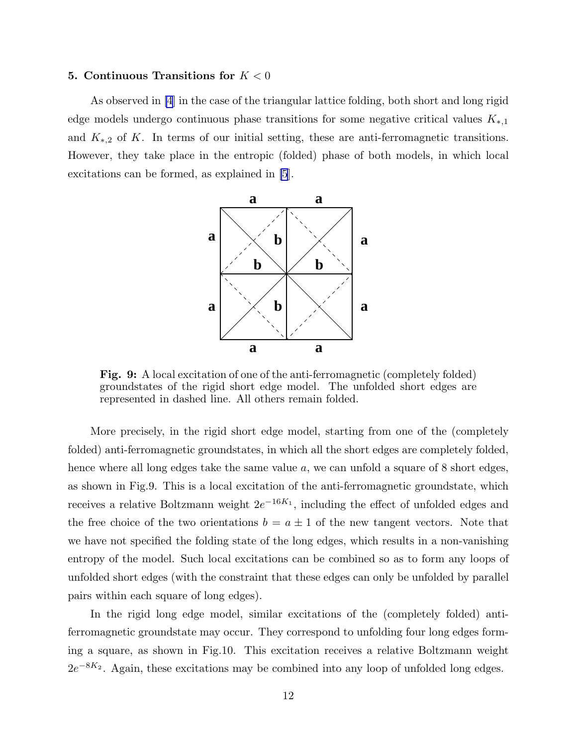### 5. Continuous Transitions for $K < 0$

As observed in [4] in the case of the triangular lattice folding, both short and long rigid edge models undergo continuous phase transitions for some negative critical values $K_{*,1}$ and $K_{*,2}$ of $K$. In terms of our initial setting, these are anti-ferromagnetic transitions. However, they take place in the entropic (folded) phase of both models, in which local excitations can be formed, as explained in [5].

**Fig. 9:** A local excitation of one of the anti-ferromagnetic (completely folded) groundstates of the rigid short edge model. The unfolded short edges are represented in dashed line. All others remain folded.

More precisely, in the rigid short edge model, starting from one of the (completely folded) anti-ferromagnetic groundstates, in which all the short edges are completely folded, hence where all long edges take the same value $a$, we can unfold a square of 8 short edges, as shown in Fig.9. This is a local excitation of the anti-ferromagnetic groundstate, which receives a relative Boltzmann weight $2e^{-16K_1}$, including the effect of unfolded edges and the free choice of the two orientations $b = a \pm 1$ of the new tangent vectors. Note that we have not specified the folding state of the long edges, which results in a non-vanishing entropy of the model. Such local excitations can be combined so as to form any loops of unfolded short edges (with the constraint that these edges can only be unfolded by parallel pairs within each square of long edges).

In the rigid long edge model, similar excitations of the (completely folded) anti-ferromagnetic groundstate may occur. They correspond to unfolding four long edges forming a square, as shown in Fig.10. This excitation receives a relative Boltzmann weight $2e^{-8K_2}$. Again, these excitations may be combined into any loop of unfolded long edges.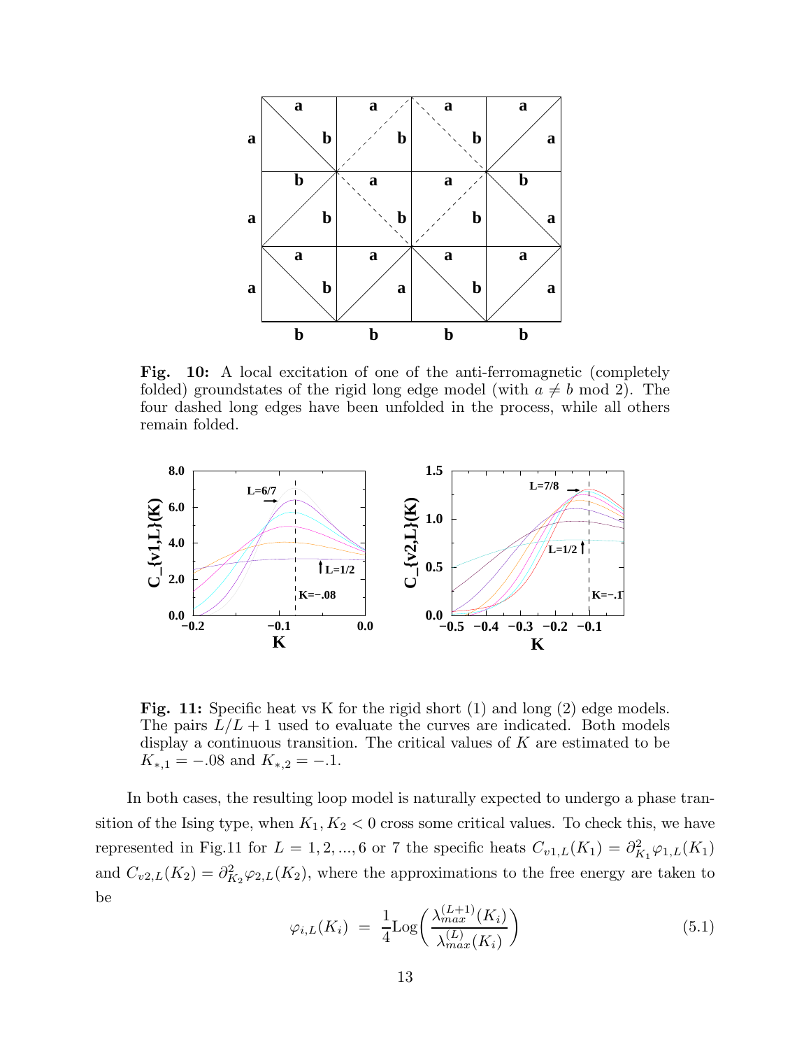**Fig. 10:** A local excitation of one of the anti-ferromagnetic (completely folded) groundstates of the rigid long edge model (with $a \neq b$ mod 2). The four dashed long edges have been unfolded in the process, while all others remain folded.

**Fig. 11:** Specific heat vs K for the rigid short (1) and long (2) edge models. The pairs $L/L+1$ used to evaluate the curves are indicated. Both models display a continuous transition. The critical values of $K$ are estimated to be $K_{*,1} = -.08$ and $K_{*,2} = -.1$.

In both cases, the resulting loop model is naturally expected to undergo a phase transition of the Ising type, when $K_1, K_2 < 0$ cross some critical values. To check this, we have represented in Fig.11 for $L = 1, 2, ..., 6$ or 7 the specific heats $C_{v1,L}(K_1) = \partial^2_{K_1} \varphi_{1,L}(K_1)$ and $C_{v2,L}(K_2) = \partial^2_{K_2} \varphi_{2,L}(K_2)$, where the approximations to the free energy are taken to be

$$\varphi_{i,L}(K_i) \;=\; \frac{1}{4}\mathrm{Log}\Big(\frac{\lambda^{(L+1)}_{max}(K_i)}{\lambda^{(L)}_{max}(K_i)}\Big) \tag{5.1}$$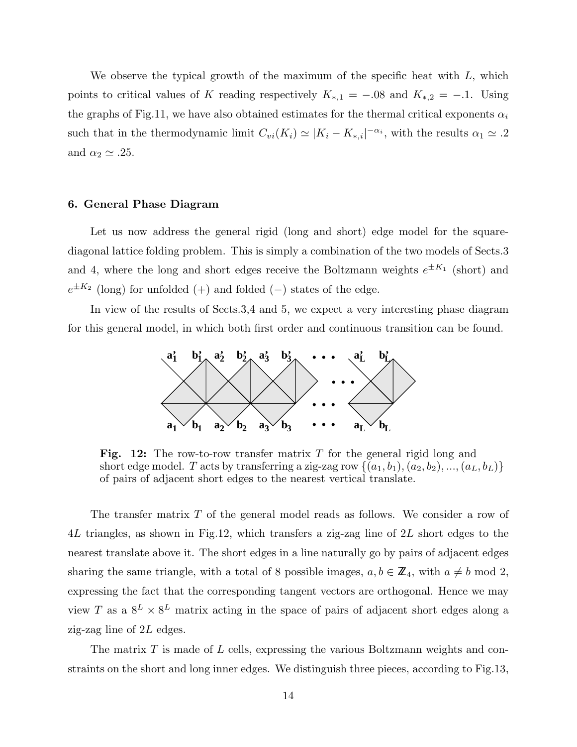We observe the typical growth of the maximum of the specific heat with $L$, which points to critical values of $K$ reading respectively $K_{*,1} = -.08$ and $K_{*,2} = -.1$. Using the graphs of Fig.11, we have also obtained estimates for the thermal critical exponents $\alpha_i$ such that in the thermodynamic limit $C_{vi}(K_i) \simeq |K_i - K_{*,i}|^{-\alpha_i}$, with the results $\alpha_1 \simeq .2$ and $\alpha_2 \simeq .25$.

### 6. General Phase Diagram

Let us now address the general rigid (long and short) edge model for the square-diagonal lattice folding problem. This is simply a combination of the two models of Sects.3 and 4, where the long and short edges receive the Boltzmann weights $e^{\pm K_1}$ (short) and $e^{\pm K_2}$ (long) for unfolded (+) and folded (−) states of the edge.

In view of the results of Sects.3,4 and 5, we expect a very interesting phase diagram for this general model, in which both first order and continuous transition can be found.

**Fig. 12:** The row-to-row transfer matrix $T$ for the general rigid long and short edge model. $T$ acts by transferring a zig-zag row $\{(a_1, b_1), (a_2, b_2), ..., (a_L, b_L)\}$ of pairs of adjacent short edges to the nearest vertical translate.

The transfer matrix $T$ of the general model reads as follows. We consider a row of $4L$ triangles, as shown in Fig.12, which transfers a zig-zag line of $2L$ short edges to the nearest translate above it. The short edges in a line naturally go by pairs of adjacent edges sharing the same triangle, with a total of 8 possible images, $a, b \in \mathbb{Z}_4$, with $a \neq b \bmod 2$, expressing the fact that the corresponding tangent vectors are orthogonal. Hence we may view $T$ as a $8^L \times 8^L$ matrix acting in the space of pairs of adjacent short edges along a zig-zag line of $2L$ edges.

The matrix $T$ is made of $L$ cells, expressing the various Boltzmann weights and constraints on the short and long inner edges. We distinguish three pieces, according to Fig.13,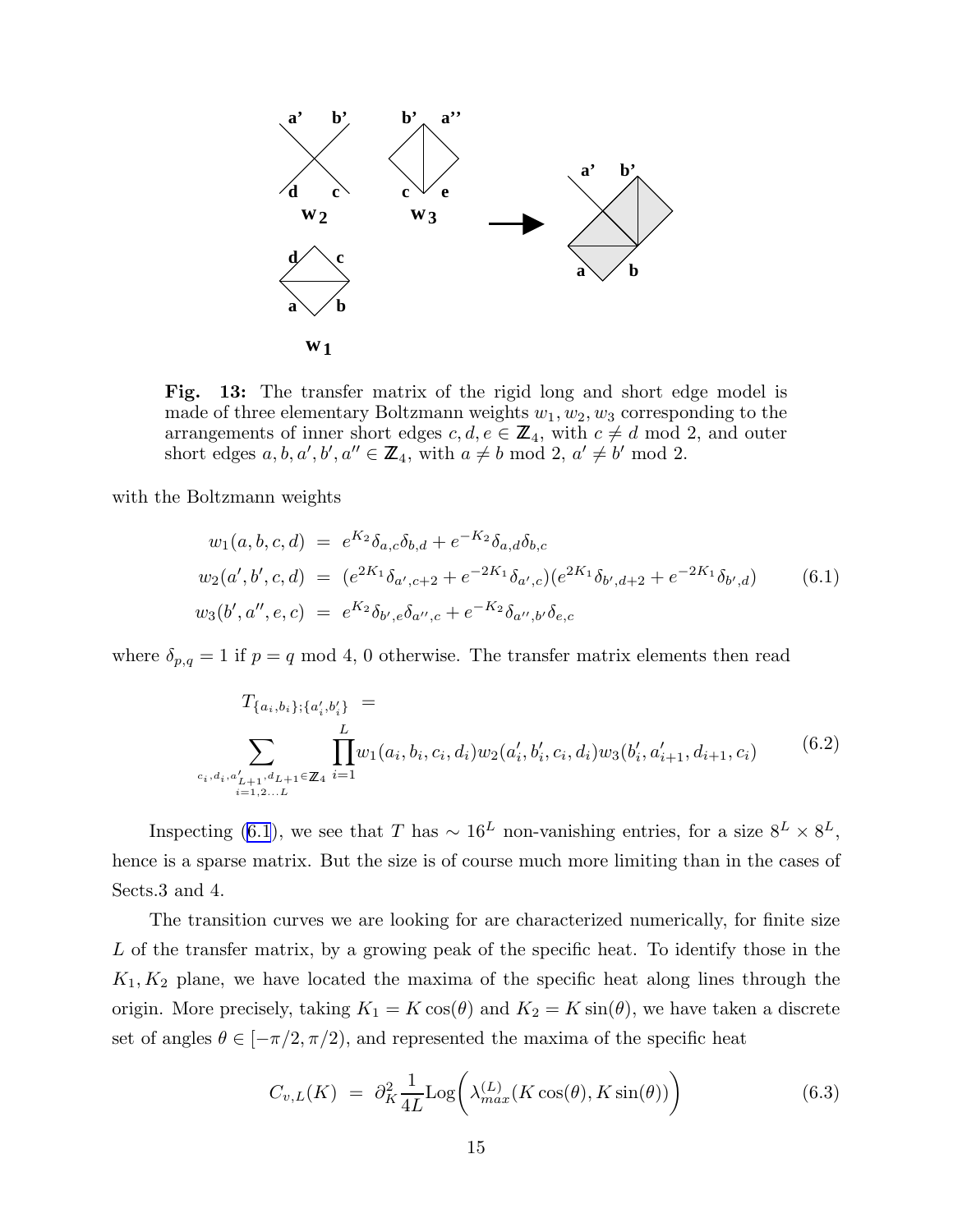**Fig. 13:** The transfer matrix of the rigid long and short edge model is made of three elementary Boltzmann weights $w_1, w_2, w_3$ corresponding to the arrangements of inner short edges $c, d, e \in \mathbb{Z}_4$, with $c \neq d \bmod 2$, and outer short edges $a, b, a', b', a'' \in \mathbb{Z}_4$, with $a \neq b \bmod 2$, $a' \neq b' \bmod 2$.

with the Boltzmann weights

$$
\begin{aligned}
w_1(a,b,c,d) &= e^{K_2}\delta_{a,c}\delta_{b,d} + e^{-K_2}\delta_{a,d}\delta_{b,c} \\
w_2(a',b',c,d) &= (e^{2K_1}\delta_{a',c+2} + e^{-2K_1}\delta_{a',c})(e^{2K_1}\delta_{b',d+2} + e^{-2K_1}\delta_{b',d}) \\
w_3(b',a'',e,c) &= e^{K_2}\delta_{b',e}\delta_{a'',c} + e^{-K_2}\delta_{a'',b'}\delta_{e,c}
\end{aligned}
\tag{6.1}
$$

where $\delta_{p,q} = 1$ if $p = q \bmod 4$, 0 otherwise. The transfer matrix elements then read

$$
T_{\{a_i,b_i\};\{a'_i,b'_i\}} = \sum_{\substack{c_i,d_i,a'_{L+1},d_{L+1}\in\mathbb{Z}_4 \\ i=1,2\ldots L}} \prod_{i=1}^{L} w_1(a_i,b_i,c_i,d_i)w_2(a'_i,b'_i,c_i,d_i)w_3(b'_i,a'_{i+1},d_{i+1},c_i) \tag{6.2}
$$

Inspecting (6.1), we see that $T$ has $\sim 16^L$ non-vanishing entries, for a size $8^L \times 8^L$, hence is a sparse matrix. But the size is of course much more limiting than in the cases of Sects.3 and 4.

The transition curves we are looking for are characterized numerically, for finite size $L$ of the transfer matrix, by a growing peak of the specific heat. To identify those in the $K_1, K_2$ plane, we have located the maxima of the specific heat along lines through the origin. More precisely, taking $K_1 = K\cos(\theta)$ and $K_2 = K\sin(\theta)$, we have taken a discrete set of angles $\theta \in [-\pi/2, \pi/2)$, and represented the maxima of the specific heat

$$
C_{v,L}(K) = \partial_K^2 \frac{1}{4L}\mathrm{Log}\Big(\lambda_{max}^{(L)}(K\cos(\theta), K\sin(\theta))\Big) \tag{6.3}
$$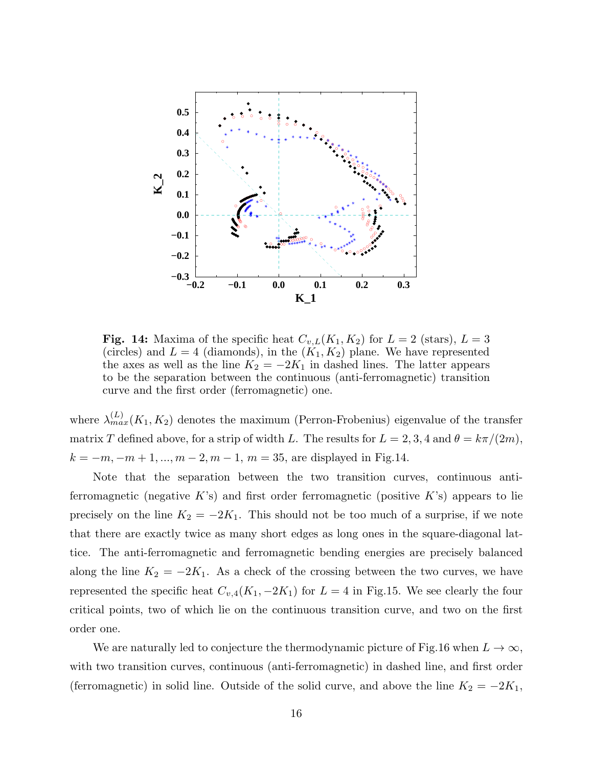**Fig. 14:** Maxima of the specific heat $C_{v,L}(K_1, K_2)$ for $L = 2$ (stars), $L = 3$ (circles) and $L = 4$ (diamonds), in the $(K_1, K_2)$ plane. We have represented the axes as well as the line $K_2 = -2K_1$ in dashed lines. The latter appears to be the separation between the continuous (anti-ferromagnetic) transition curve and the first order (ferromagnetic) one.

where $\lambda_{max}^{(L)}(K_1, K_2)$ denotes the maximum (Perron-Frobenius) eigenvalue of the transfer matrix $T$ defined above, for a strip of width $L$. The results for $L = 2, 3, 4$ and $\theta = k\pi/(2m)$, $k = -m, -m+1, ..., m-2, m-1$, $m = 35$, are displayed in Fig.14.

Note that the separation between the two transition curves, continuous anti-ferromagnetic (negative $K$'s) and first order ferromagnetic (positive $K$'s) appears to lie precisely on the line $K_2 = -2K_1$. This should not be too much of a surprise, if we note that there are exactly twice as many short edges as long ones in the square-diagonal lattice. The anti-ferromagnetic and ferromagnetic bending energies are precisely balanced along the line $K_2 = -2K_1$. As a check of the crossing between the two curves, we have represented the specific heat $C_{v,4}(K_1, -2K_1)$ for $L = 4$ in Fig.15. We see clearly the four critical points, two of which lie on the continuous transition curve, and two on the first order one.

We are naturally led to conjecture the thermodynamic picture of Fig.16 when $L \to \infty$, with two transition curves, continuous (anti-ferromagnetic) in dashed line, and first order (ferromagnetic) in solid line. Outside of the solid curve, and above the line $K_2 = -2K_1$,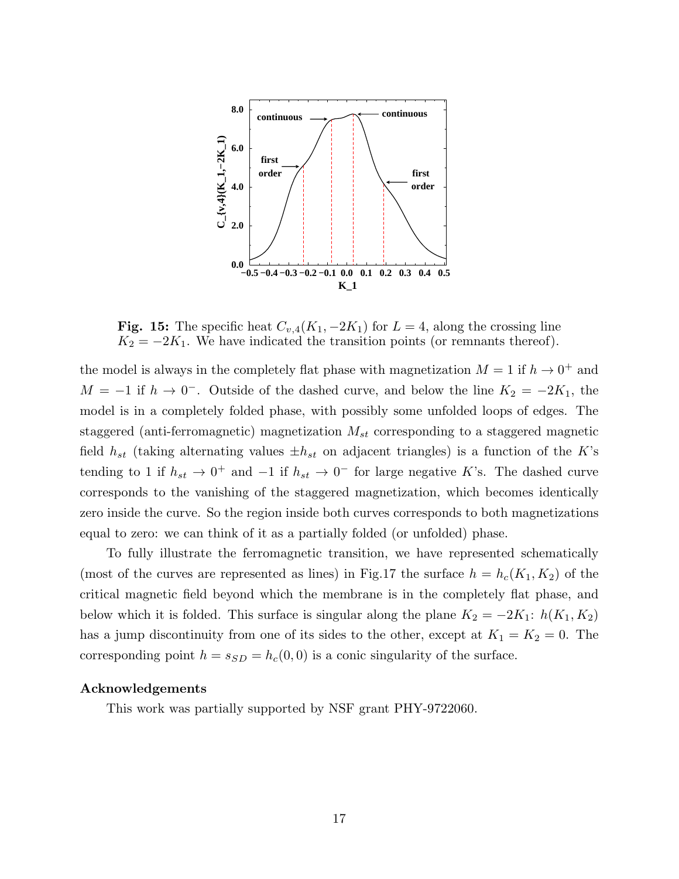**Fig. 15:** The specific heat $C_{v,4}(K_1, -2K_1)$ for $L = 4$, along the crossing line $K_2 = -2K_1$. We have indicated the transition points (or remnants thereof).

the model is always in the completely flat phase with magnetization $M = 1$ if $h \to 0^+$ and $M = -1$ if $h \to 0^-$. Outside of the dashed curve, and below the line $K_2 = -2K_1$, the model is in a completely folded phase, with possibly some unfolded loops of edges. The staggered (anti-ferromagnetic) magnetization $M_{st}$ corresponding to a staggered magnetic field $h_{st}$ (taking alternating values $\pm h_{st}$ on adjacent triangles) is a function of the $K$'s tending to 1 if $h_{st} \to 0^+$ and $-1$ if $h_{st} \to 0^-$ for large negative $K$'s. The dashed curve corresponds to the vanishing of the staggered magnetization, which becomes identically zero inside the curve. So the region inside both curves corresponds to both magnetizations equal to zero: we can think of it as a partially folded (or unfolded) phase.

To fully illustrate the ferromagnetic transition, we have represented schematically (most of the curves are represented as lines) in Fig.17 the surface $h = h_c(K_1, K_2)$ of the critical magnetic field beyond which the membrane is in the completely flat phase, and below which it is folded. This surface is singular along the plane $K_2 = -2K_1$: $h(K_1, K_2)$ has a jump discontinuity from one of its sides to the other, except at $K_1 = K_2 = 0$. The corresponding point $h = s_{SD} = h_c(0, 0)$ is a conic singularity of the surface.

### Acknowledgements

This work was partially supported by NSF grant PHY-9722060.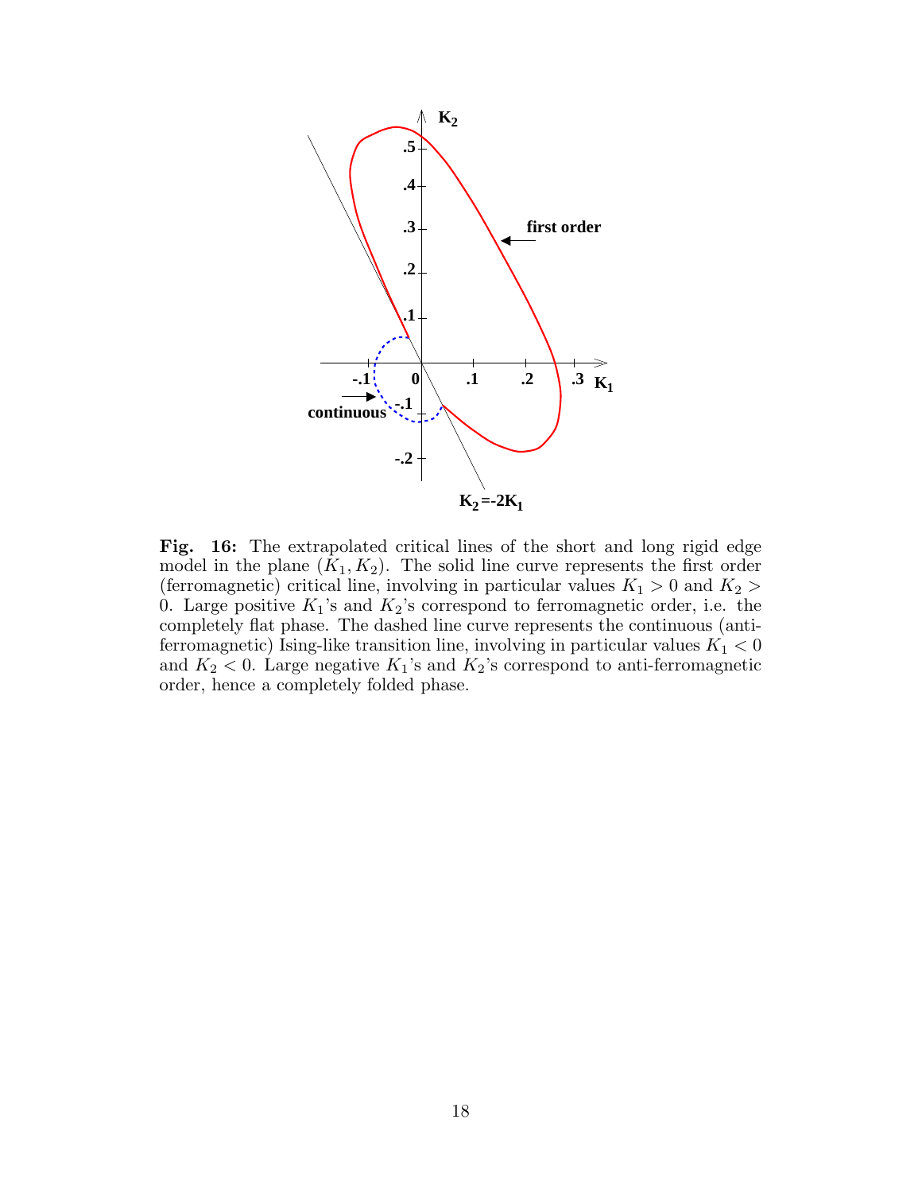**Fig. 16:** The extrapolated critical lines of the short and long rigid edge model in the plane $(K_1, K_2)$. The solid line curve represents the first order (ferromagnetic) critical line, involving in particular values $K_1 > 0$ and $K_2 > 0$. Large positive $K_1$'s and $K_2$'s correspond to ferromagnetic order, i.e. the completely flat phase. The dashed line curve represents the continuous (anti-ferromagnetic) Ising-like transition line, involving in particular values $K_1 < 0$ and $K_2 < 0$. Large negative $K_1$'s and $K_2$'s correspond to anti-ferromagnetic order, hence a completely folded phase.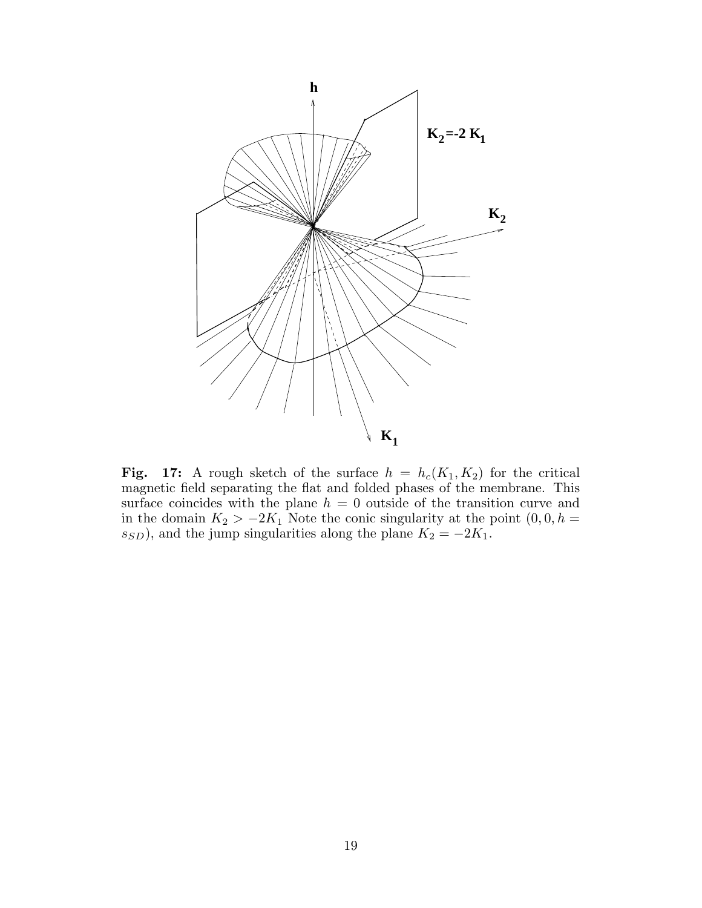**Fig. 17:** A rough sketch of the surface $h = h_c(K_1, K_2)$ for the critical magnetic field separating the flat and folded phases of the membrane. This surface coincides with the plane $h = 0$ outside of the transition curve and in the domain $K_2 > -2K_1$ Note the conic singularity at the point $(0, 0, h = s_{SD})$, and the jump singularities along the plane $K_2 = -2K_1$.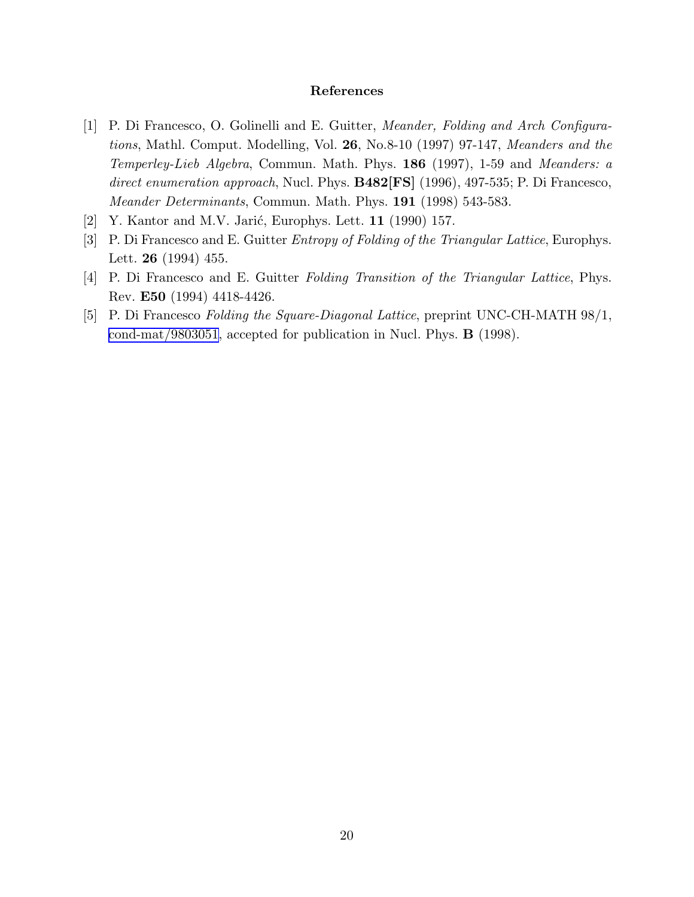## References

[1] P. Di Francesco, O. Golinelli and E. Guitter, *Meander, Folding and Arch Configurations*, Mathl. Comput. Modelling, Vol. **26**, No.8-10 (1997) 97-147, *Meanders and the Temperley-Lieb Algebra*, Commun. Math. Phys. **186** (1997), 1-59 and *Meanders: a direct enumeration approach*, Nucl. Phys. **B482[FS]** (1996), 497-535; P. Di Francesco, *Meander Determinants*, Commun. Math. Phys. **191** (1998) 543-583.

[2] Y. Kantor and M.V. Jarić, Europhys. Lett. **11** (1990) 157.

[3] P. Di Francesco and E. Guitter *Entropy of Folding of the Triangular Lattice*, Europhys. Lett. **26** (1994) 455.

[4] P. Di Francesco and E. Guitter *Folding Transition of the Triangular Lattice*, Phys. Rev. **E50** (1994) 4418-4426.

[5] P. Di Francesco *Folding the Square-Diagonal Lattice*, preprint UNC-CH-MATH 98/1, cond-mat/9803051, accepted for publication in Nucl. Phys. **B** (1998).